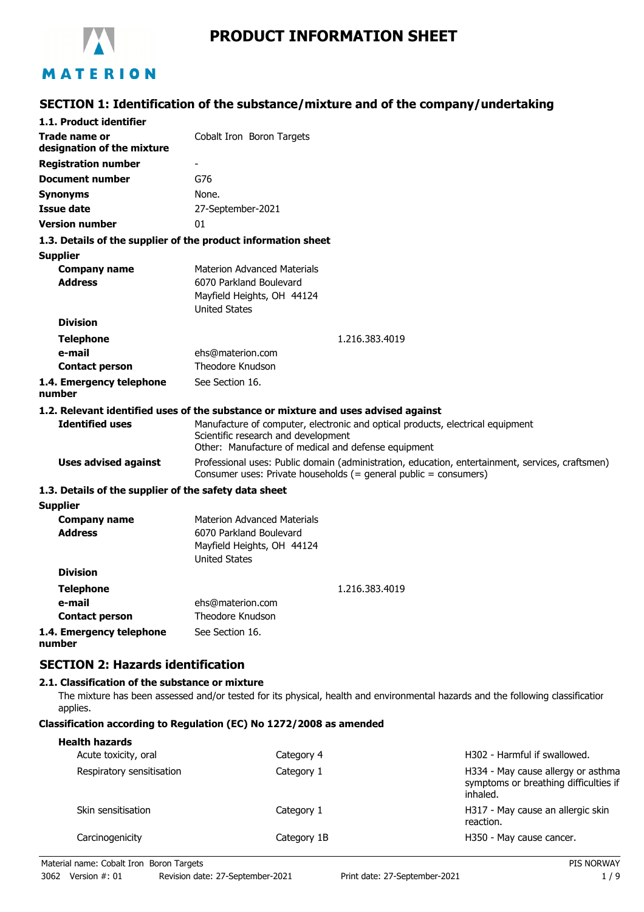MATERION

# PRODUCT INFORMATION SHEET

## SECTION 1: Identification of the substance/mixture and of the company/undertaking

### 1.1. Product identifier

| | |
|---|---|
| **Trade name or designation of the mixture** | Cobalt Iron Boron Targets |
| **Registration number** | - |
| **Document number** | G76 |
| **Synonyms** | None. |
| **Issue date** | 27-September-2021 |
| **Version number** | 01 |

### 1.3. Details of the supplier of the product information sheet

**Supplier**

| | |
|---|---|
| **Company name** | Materion Advanced Materials |
| **Address** | 6070 Parkland Boulevard<br>Mayfield Heights, OH 44124<br>United States |
| **Division** | |
| **Telephone** | 1.216.383.4019 |
| **e-mail** | ehs@materion.com |
| **Contact person** | Theodore Knudson |
| **1.4. Emergency telephone number** | See Section 16. |

### 1.2. Relevant identified uses of the substance or mixture and uses advised against

| | |
|---|---|
| **Identified uses** | Manufacture of computer, electronic and optical products, electrical equipment<br>Scientific research and development<br>Other: Manufacture of medical and defense equipment |
| **Uses advised against** | Professional uses: Public domain (administration, education, entertainment, services, craftsmen)<br>Consumer uses: Private households (= general public = consumers) |

### 1.3. Details of the supplier of the safety data sheet

**Supplier**

| | |
|---|---|
| **Company name** | Materion Advanced Materials |
| **Address** | 6070 Parkland Boulevard<br>Mayfield Heights, OH 44124<br>United States |
| **Division** | |
| **Telephone** | 1.216.383.4019 |
| **e-mail** | ehs@materion.com |
| **Contact person** | Theodore Knudson |
| **1.4. Emergency telephone number** | See Section 16. |

## SECTION 2: Hazards identification

### 2.1. Classification of the substance or mixture

The mixture has been assessed and/or tested for its physical, health and environmental hazards and the following classification applies.

**Classification according to Regulation (EC) No 1272/2008 as amended**

**Health hazards**

| | | |
|---|---|---|
| Acute toxicity, oral | Category 4 | H302 - Harmful if swallowed. |
| Respiratory sensitisation | Category 1 | H334 - May cause allergy or asthma symptoms or breathing difficulties if inhaled. |
| Skin sensitisation | Category 1 | H317 - May cause an allergic skin reaction. |
| Carcinogenicity | Category 1B | H350 - May cause cancer. |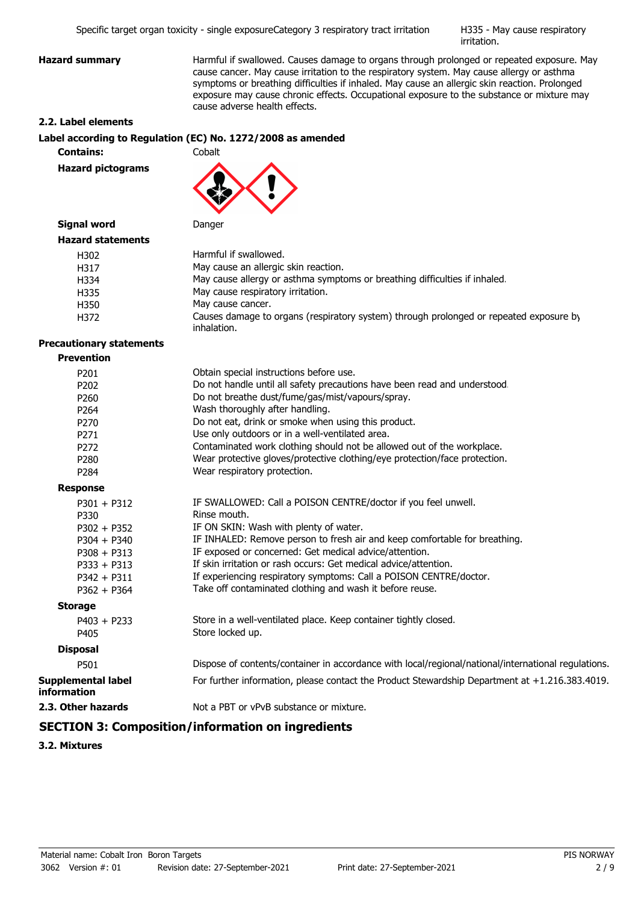| | | |
|---|---|---|
| Specific target organ toxicity - single exposure | Category 3 respiratory tract irritation | H335 - May cause respiratory irritation. |

**Hazard summary** Harmful if swallowed. Causes damage to organs through prolonged or repeated exposure. May cause cancer. May cause irritation to the respiratory system. May cause allergy or asthma symptoms or breathing difficulties if inhaled. May cause an allergic skin reaction. Prolonged exposure may cause chronic effects. Occupational exposure to the substance or mixture may cause adverse health effects.

### 2.2. Label elements

**Label according to Regulation (EC) No. 1272/2008 as amended**

**Contains:** Cobalt

**Hazard pictograms**

**Signal word** Danger

**Hazard statements**

| | |
|---|---|
| H302 | Harmful if swallowed. |
| H317 | May cause an allergic skin reaction. |
| H334 | May cause allergy or asthma symptoms or breathing difficulties if inhaled. |
| H335 | May cause respiratory irritation. |
| H350 | May cause cancer. |
| H372 | Causes damage to organs (respiratory system) through prolonged or repeated exposure by inhalation. |

**Precautionary statements**

**Prevention**

| | |
|---|---|
| P201 | Obtain special instructions before use. |
| P202 | Do not handle until all safety precautions have been read and understood. |
| P260 | Do not breathe dust/fume/gas/mist/vapours/spray. |
| P264 | Wash thoroughly after handling. |
| P270 | Do not eat, drink or smoke when using this product. |
| P271 | Use only outdoors or in a well-ventilated area. |
| P272 | Contaminated work clothing should not be allowed out of the workplace. |
| P280 | Wear protective gloves/protective clothing/eye protection/face protection. |
| P284 | Wear respiratory protection. |

**Response**

| | |
|---|---|
| P301 + P312 | IF SWALLOWED: Call a POISON CENTRE/doctor if you feel unwell. |
| P330 | Rinse mouth. |
| P302 + P352 | IF ON SKIN: Wash with plenty of water. |
| P304 + P340 | IF INHALED: Remove person to fresh air and keep comfortable for breathing. |
| P308 + P313 | IF exposed or concerned: Get medical advice/attention. |
| P333 + P313 | If skin irritation or rash occurs: Get medical advice/attention. |
| P342 + P311 | If experiencing respiratory symptoms: Call a POISON CENTRE/doctor. |
| P362 + P364 | Take off contaminated clothing and wash it before reuse. |

**Storage**

| | |
|---|---|
| P403 + P233 | Store in a well-ventilated place. Keep container tightly closed. |
| P405 | Store locked up. |

**Disposal**

| | |
|---|---|
| P501 | Dispose of contents/container in accordance with local/regional/national/international regulations. |

**Supplemental label information** For further information, please contact the Product Stewardship Department at +1.216.383.4019.

**2.3. Other hazards** Not a PBT or vPvB substance or mixture.

## SECTION 3: Composition/information on ingredients

### 3.2. Mixtures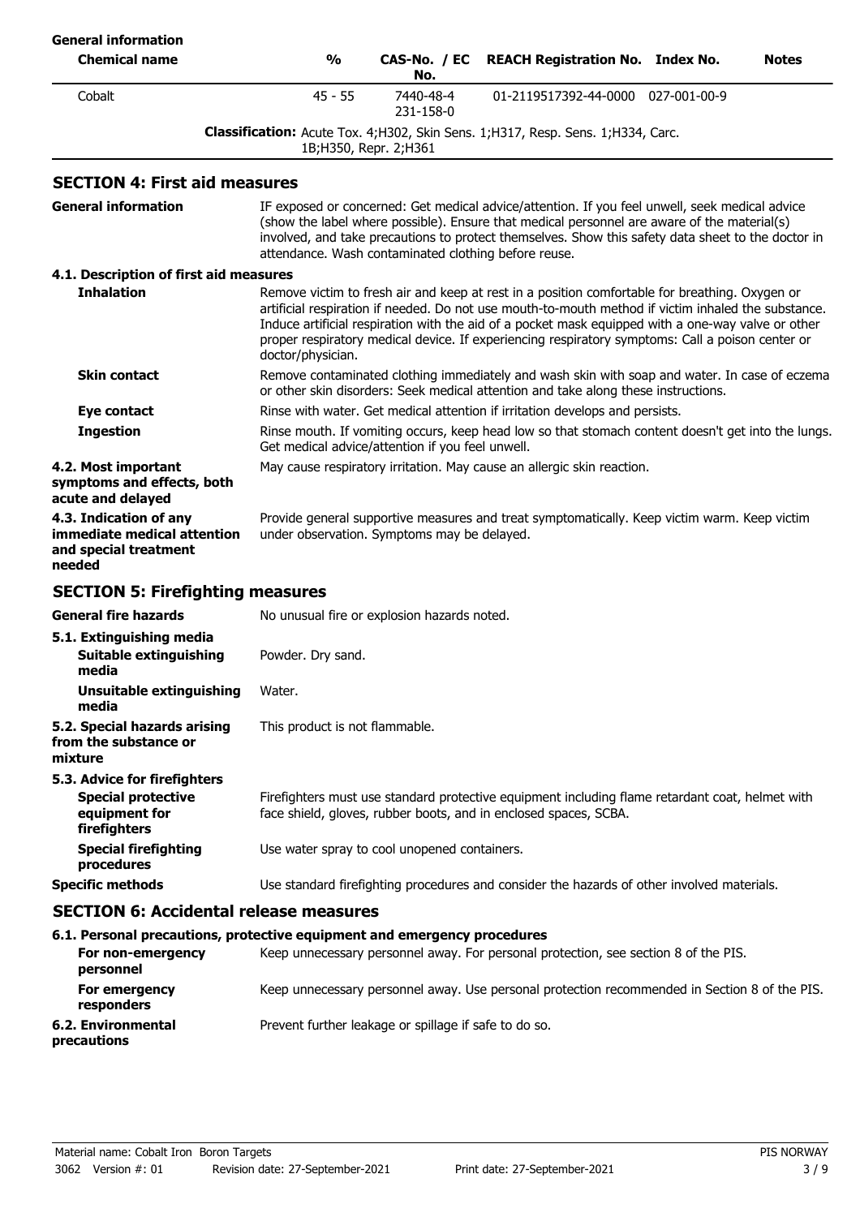**General information**

| Chemical name | % | CAS-No. / EC No. | REACH Registration No. | Index No. | Notes |
| --- | --- | --- | --- | --- | --- |
| Cobalt | 45 - 55 | 7440-48-4<br>231-158-0 | 01-2119517392-44-0000 | 027-001-00-9 | |
| | **Classification:** Acute Tox. 4;H302, Skin Sens. 1;H317, Resp. Sens. 1;H334, Carc. 1B;H350, Repr. 2;H361 | | | | |

## SECTION 4: First aid measures

**General information**

IF exposed or concerned: Get medical advice/attention. If you feel unwell, seek medical advice (show the label where possible). Ensure that medical personnel are aware of the material(s) involved, and take precautions to protect themselves. Show this safety data sheet to the doctor in attendance. Wash contaminated clothing before reuse.

### 4.1. Description of first aid measures

**Inhalation**

Remove victim to fresh air and keep at rest in a position comfortable for breathing. Oxygen or artificial respiration if needed. Do not use mouth-to-mouth method if victim inhaled the substance. Induce artificial respiration with the aid of a pocket mask equipped with a one-way valve or other proper respiratory medical device. If experiencing respiratory symptoms: Call a poison center or doctor/physician.

**Skin contact**

Remove contaminated clothing immediately and wash skin with soap and water. In case of eczema or other skin disorders: Seek medical attention and take along these instructions.

**Eye contact**

Rinse with water. Get medical attention if irritation develops and persists.

**Ingestion**

Rinse mouth. If vomiting occurs, keep head low so that stomach content doesn't get into the lungs. Get medical advice/attention if you feel unwell.

**4.2. Most important symptoms and effects, both acute and delayed**

May cause respiratory irritation. May cause an allergic skin reaction.

**4.3. Indication of any immediate medical attention and special treatment needed**

Provide general supportive measures and treat symptomatically. Keep victim warm. Keep victim under observation. Symptoms may be delayed.

## SECTION 5: Firefighting measures

**General fire hazards**

No unusual fire or explosion hazards noted.

### 5.1. Extinguishing media

**Suitable extinguishing media**

Powder. Dry sand.

**Unsuitable extinguishing media**

Water.

**5.2. Special hazards arising from the substance or mixture**

This product is not flammable.

### 5.3. Advice for firefighters

**Special protective equipment for firefighters**

Firefighters must use standard protective equipment including flame retardant coat, helmet with face shield, gloves, rubber boots, and in enclosed spaces, SCBA.

**Special firefighting procedures**

Use water spray to cool unopened containers.

**Specific methods**

Use standard firefighting procedures and consider the hazards of other involved materials.

## SECTION 6: Accidental release measures

### 6.1. Personal precautions, protective equipment and emergency procedures

**For non-emergency personnel**

Keep unnecessary personnel away. For personal protection, see section 8 of the PIS.

**For emergency responders**

Keep unnecessary personnel away. Use personal protection recommended in Section 8 of the PIS.

**6.2. Environmental precautions**

Prevent further leakage or spillage if safe to do so.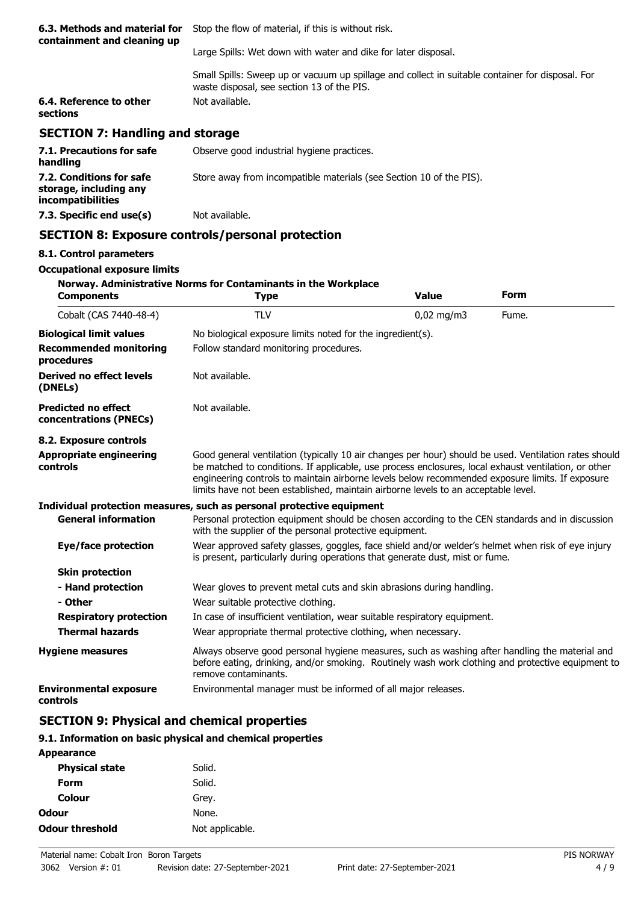| | |
|---|---|
| **6.3. Methods and material for containment and cleaning up** | Stop the flow of material, if this is without risk. |
| | Large Spills: Wet down with water and dike for later disposal. |
| | Small Spills: Sweep up or vacuum up spillage and collect in suitable container for disposal. For waste disposal, see section 13 of the PIS. |
| **6.4. Reference to other sections** | Not available. |

## SECTION 7: Handling and storage

| | |
|---|---|
| **7.1. Precautions for safe handling** | Observe good industrial hygiene practices. |
| **7.2. Conditions for safe storage, including any incompatibilities** | Store away from incompatible materials (see Section 10 of the PIS). |
| **7.3. Specific end use(s)** | Not available. |

## SECTION 8: Exposure controls/personal protection

### 8.1. Control parameters

**Occupational exposure limits**

**Norway. Administrative Norms for Contaminants in the Workplace**

| Components | Type | Value | Form |
|---|---|---|---|
| Cobalt (CAS 7440-48-4) | TLV | 0,02 mg/m3 | Fume. |

| | |
|---|---|
| **Biological limit values** | No biological exposure limits noted for the ingredient(s). |
| **Recommended monitoring procedures** | Follow standard monitoring procedures. |
| **Derived no effect levels (DNELs)** | Not available. |
| **Predicted no effect concentrations (PNECs)** | Not available. |

### 8.2. Exposure controls

| | |
|---|---|
| **Appropriate engineering controls** | Good general ventilation (typically 10 air changes per hour) should be used. Ventilation rates should be matched to conditions. If applicable, use process enclosures, local exhaust ventilation, or other engineering controls to maintain airborne levels below recommended exposure limits. If exposure limits have not been established, maintain airborne levels to an acceptable level. |

**Individual protection measures, such as personal protective equipment**

| | |
|---|---|
| **General information** | Personal protection equipment should be chosen according to the CEN standards and in discussion with the supplier of the personal protective equipment. |
| **Eye/face protection** | Wear approved safety glasses, goggles, face shield and/or welder's helmet when risk of eye injury is present, particularly during operations that generate dust, mist or fume. |
| **Skin protection** | |
| **- Hand protection** | Wear gloves to prevent metal cuts and skin abrasions during handling. |
| **- Other** | Wear suitable protective clothing. |
| **Respiratory protection** | In case of insufficient ventilation, wear suitable respiratory equipment. |
| **Thermal hazards** | Wear appropriate thermal protective clothing, when necessary. |
| **Hygiene measures** | Always observe good personal hygiene measures, such as washing after handling the material and before eating, drinking, and/or smoking. Routinely wash work clothing and protective equipment to remove contaminants. |
| **Environmental exposure controls** | Environmental manager must be informed of all major releases. |

## SECTION 9: Physical and chemical properties

### 9.1. Information on basic physical and chemical properties

| | |
|---|---|
| **Appearance** | |
| **Physical state** | Solid. |
| **Form** | Solid. |
| **Colour** | Grey. |
| **Odour** | None. |
| **Odour threshold** | Not applicable. |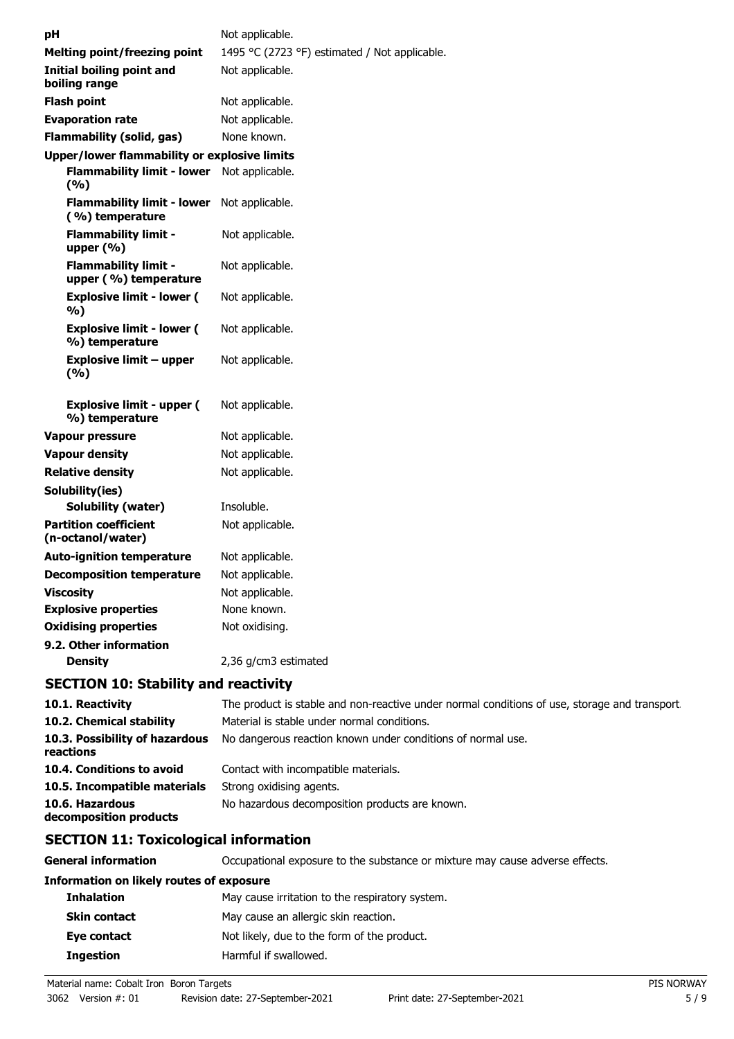| | |
|---|---|
| **pH** | Not applicable. |
| **Melting point/freezing point** | 1495 °C (2723 °F) estimated / Not applicable. |
| **Initial boiling point and boiling range** | Not applicable. |
| **Flash point** | Not applicable. |
| **Evaporation rate** | Not applicable. |
| **Flammability (solid, gas)** | None known. |
| **Upper/lower flammability or explosive limits** | |
| **Flammability limit - lower (%)** | Not applicable. |
| **Flammability limit - lower (%) temperature** | Not applicable. |
| **Flammability limit - upper (%)** | Not applicable. |
| **Flammability limit - upper (%) temperature** | Not applicable. |
| **Explosive limit - lower (%)** | Not applicable. |
| **Explosive limit - lower (%) temperature** | Not applicable. |
| **Explosive limit – upper (%)** | Not applicable. |
| **Explosive limit - upper (%) temperature** | Not applicable. |
| **Vapour pressure** | Not applicable. |
| **Vapour density** | Not applicable. |
| **Relative density** | Not applicable. |
| **Solubility(ies)** | |
| **Solubility (water)** | Insoluble. |
| **Partition coefficient (n-octanol/water)** | Not applicable. |
| **Auto-ignition temperature** | Not applicable. |
| **Decomposition temperature** | Not applicable. |
| **Viscosity** | Not applicable. |
| **Explosive properties** | None known. |
| **Oxidising properties** | Not oxidising. |
| **9.2. Other information** | |
| **Density** | 2,36 g/cm3 estimated |

## SECTION 10: Stability and reactivity

| | |
|---|---|
| **10.1. Reactivity** | The product is stable and non-reactive under normal conditions of use, storage and transport. |
| **10.2. Chemical stability** | Material is stable under normal conditions. |
| **10.3. Possibility of hazardous reactions** | No dangerous reaction known under conditions of normal use. |
| **10.4. Conditions to avoid** | Contact with incompatible materials. |
| **10.5. Incompatible materials** | Strong oxidising agents. |
| **10.6. Hazardous decomposition products** | No hazardous decomposition products are known. |

## SECTION 11: Toxicological information

| | |
|---|---|
| **General information** | Occupational exposure to the substance or mixture may cause adverse effects. |
| **Information on likely routes of exposure** | |
| **Inhalation** | May cause irritation to the respiratory system. |
| **Skin contact** | May cause an allergic skin reaction. |
| **Eye contact** | Not likely, due to the form of the product. |
| **Ingestion** | Harmful if swallowed. |

Material name: Cobalt Iron Boron Targets
3062 Version #: 01 Revision date: 27-September-2021 Print date: 27-September-2021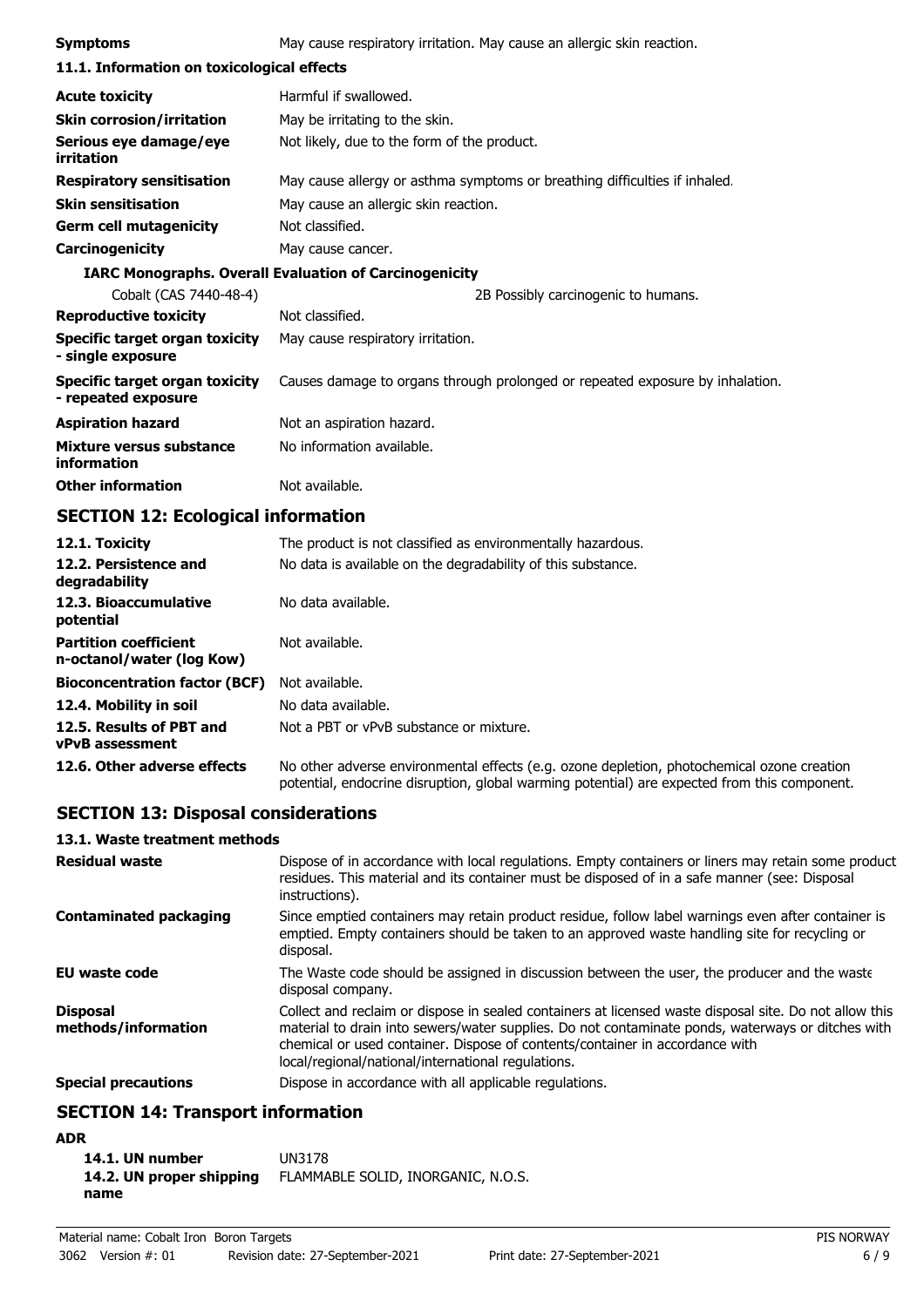**Symptoms** May cause respiratory irritation. May cause an allergic skin reaction.

### 11.1. Information on toxicological effects

| | |
|---|---|
| **Acute toxicity** | Harmful if swallowed. |
| **Skin corrosion/irritation** | May be irritating to the skin. |
| **Serious eye damage/eye irritation** | Not likely, due to the form of the product. |
| **Respiratory sensitisation** | May cause allergy or asthma symptoms or breathing difficulties if inhaled. |
| **Skin sensitisation** | May cause an allergic skin reaction. |
| **Germ cell mutagenicity** | Not classified. |
| **Carcinogenicity** | May cause cancer. |

**IARC Monographs. Overall Evaluation of Carcinogenicity**

| | |
|---|---|
| Cobalt (CAS 7440-48-4) | 2B Possibly carcinogenic to humans. |
| **Reproductive toxicity** | Not classified. |
| **Specific target organ toxicity - single exposure** | May cause respiratory irritation. |
| **Specific target organ toxicity - repeated exposure** | Causes damage to organs through prolonged or repeated exposure by inhalation. |
| **Aspiration hazard** | Not an aspiration hazard. |
| **Mixture versus substance information** | No information available. |
| **Other information** | Not available. |

## SECTION 12: Ecological information

| | |
|---|---|
| **12.1. Toxicity** | The product is not classified as environmentally hazardous. |
| **12.2. Persistence and degradability** | No data is available on the degradability of this substance. |
| **12.3. Bioaccumulative potential** | No data available. |
| **Partition coefficient n-octanol/water (log Kow)** | Not available. |
| **Bioconcentration factor (BCF)** | Not available. |
| **12.4. Mobility in soil** | No data available. |
| **12.5. Results of PBT and vPvB assessment** | Not a PBT or vPvB substance or mixture. |
| **12.6. Other adverse effects** | No other adverse environmental effects (e.g. ozone depletion, photochemical ozone creation potential, endocrine disruption, global warming potential) are expected from this component. |

## SECTION 13: Disposal considerations

### 13.1. Waste treatment methods

| | |
|---|---|
| **Residual waste** | Dispose of in accordance with local regulations. Empty containers or liners may retain some product residues. This material and its container must be disposed of in a safe manner (see: Disposal instructions). |
| **Contaminated packaging** | Since emptied containers may retain product residue, follow label warnings even after container is emptied. Empty containers should be taken to an approved waste handling site for recycling or disposal. |
| **EU waste code** | The Waste code should be assigned in discussion between the user, the producer and the waste disposal company. |
| **Disposal methods/information** | Collect and reclaim or dispose in sealed containers at licensed waste disposal site. Do not allow this material to drain into sewers/water supplies. Do not contaminate ponds, waterways or ditches with chemical or used container. Dispose of contents/container in accordance with local/regional/national/international regulations. |
| **Special precautions** | Dispose in accordance with all applicable regulations. |

## SECTION 14: Transport information

**ADR**

| | |
|---|---|
| **14.1. UN number** | UN3178 |
| **14.2. UN proper shipping name** | FLAMMABLE SOLID, INORGANIC, N.O.S. |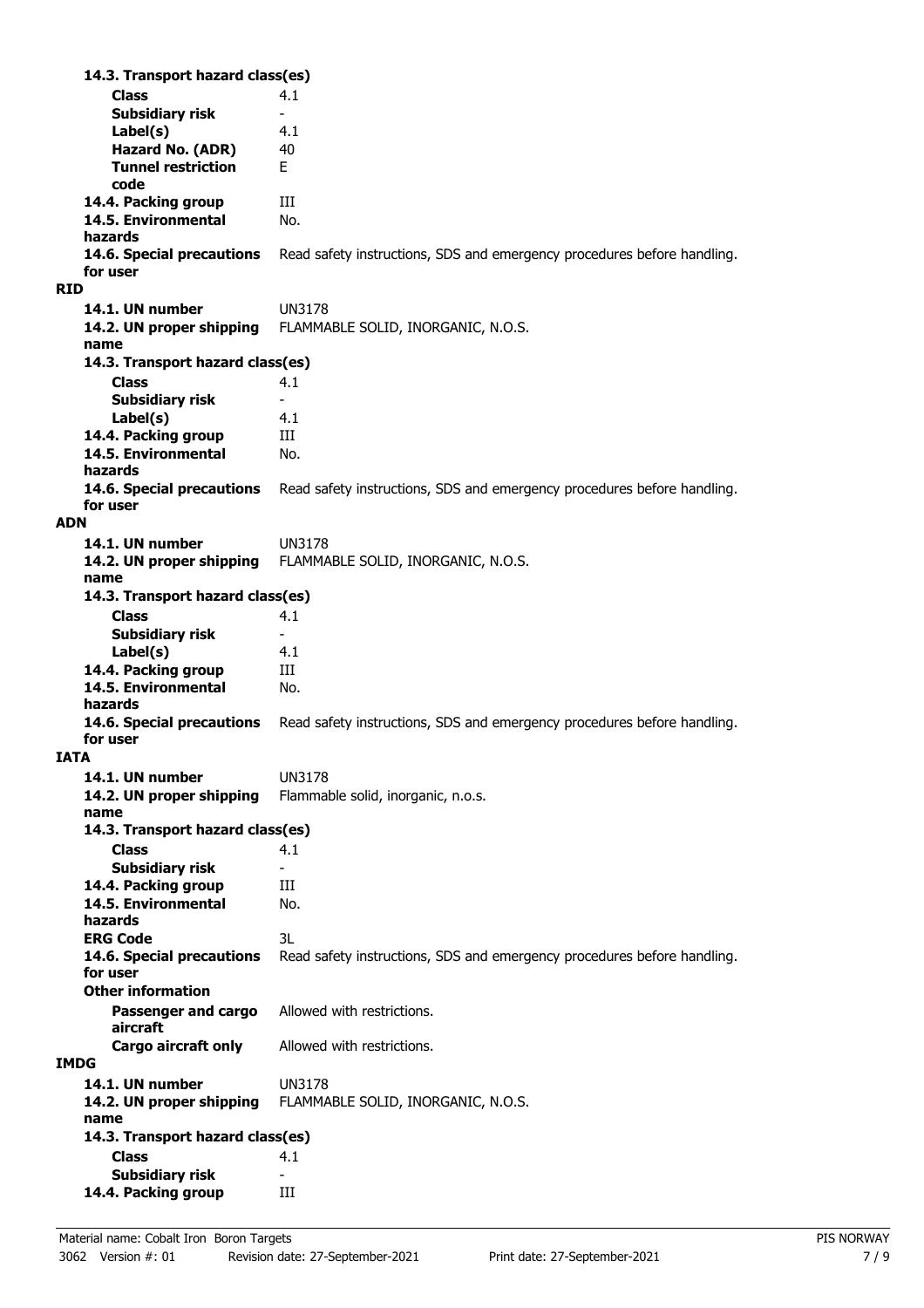**14.3. Transport hazard class(es)**

| | |
|---|---|
| **Class** | 4.1 |
| **Subsidiary risk** | - |
| **Label(s)** | 4.1 |
| **Hazard No. (ADR)** | 40 |
| **Tunnel restriction code** | E |
| **14.4. Packing group** | III |
| **14.5. Environmental hazards** | No. |
| **14.6. Special precautions for user** | Read safety instructions, SDS and emergency procedures before handling. |

**RID**

| | |
|---|---|
| **14.1. UN number** | UN3178 |
| **14.2. UN proper shipping name** | FLAMMABLE SOLID, INORGANIC, N.O.S. |
| **14.3. Transport hazard class(es)** | |
| **Class** | 4.1 |
| **Subsidiary risk** | - |
| **Label(s)** | 4.1 |
| **14.4. Packing group** | III |
| **14.5. Environmental hazards** | No. |
| **14.6. Special precautions for user** | Read safety instructions, SDS and emergency procedures before handling. |

**ADN**

| | |
|---|---|
| **14.1. UN number** | UN3178 |
| **14.2. UN proper shipping name** | FLAMMABLE SOLID, INORGANIC, N.O.S. |
| **14.3. Transport hazard class(es)** | |
| **Class** | 4.1 |
| **Subsidiary risk** | - |
| **Label(s)** | 4.1 |
| **14.4. Packing group** | III |
| **14.5. Environmental hazards** | No. |
| **14.6. Special precautions for user** | Read safety instructions, SDS and emergency procedures before handling. |

**IATA**

| | |
|---|---|
| **14.1. UN number** | UN3178 |
| **14.2. UN proper shipping name** | Flammable solid, inorganic, n.o.s. |
| **14.3. Transport hazard class(es)** | |
| **Class** | 4.1 |
| **Subsidiary risk** | - |
| **14.4. Packing group** | III |
| **14.5. Environmental hazards** | No. |
| **ERG Code** | 3L |
| **14.6. Special precautions for user** | Read safety instructions, SDS and emergency procedures before handling. |
| **Other information** | |
| **Passenger and cargo aircraft** | Allowed with restrictions. |
| **Cargo aircraft only** | Allowed with restrictions. |

**IMDG**

| | |
|---|---|
| **14.1. UN number** | UN3178 |
| **14.2. UN proper shipping name** | FLAMMABLE SOLID, INORGANIC, N.O.S. |
| **14.3. Transport hazard class(es)** | |
| **Class** | 4.1 |
| **Subsidiary risk** | - |
| **14.4. Packing group** | III |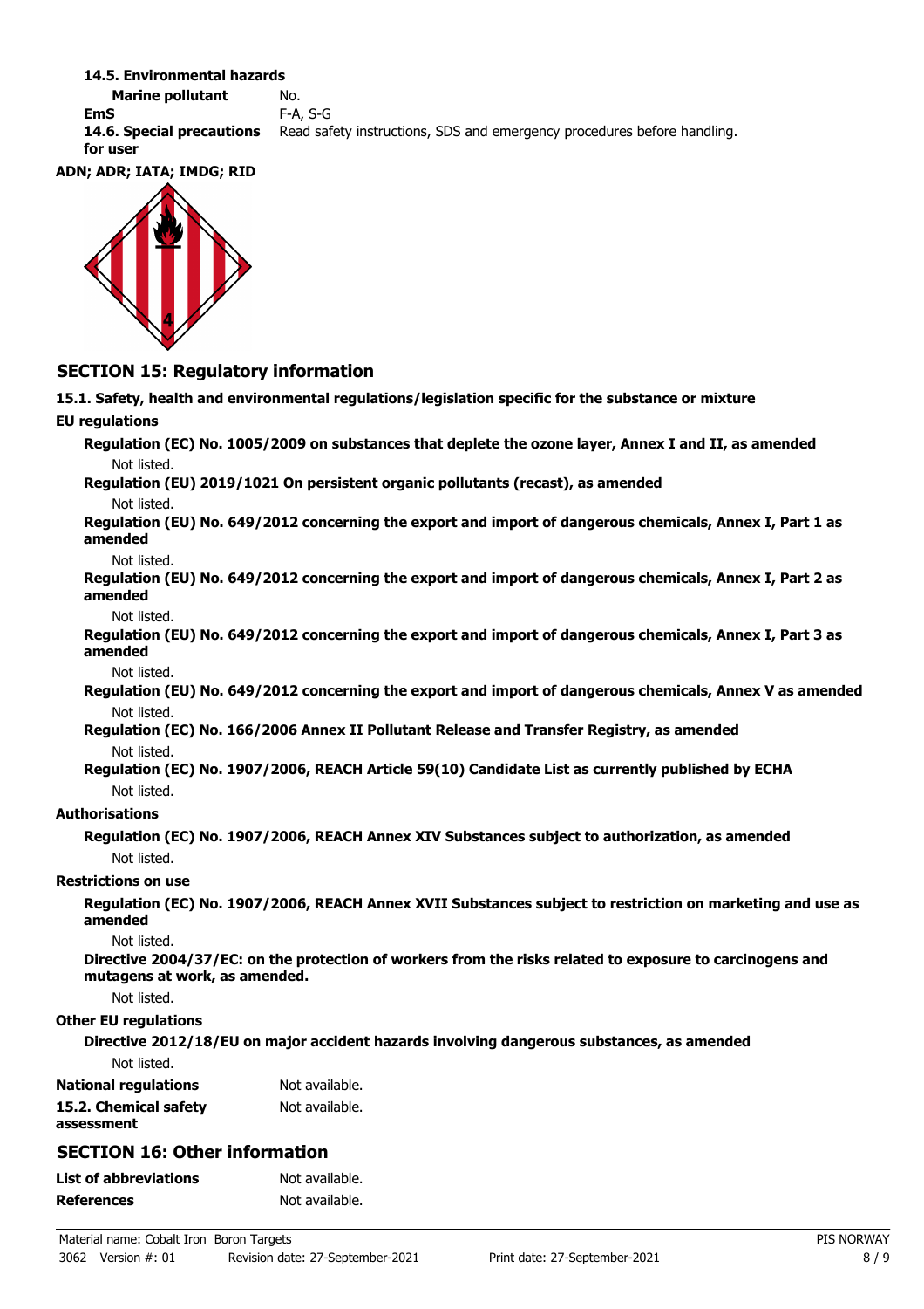**14.5. Environmental hazards**

**Marine pollutant** No.

**EmS** F-A, S-G

**14.6. Special precautions for user** Read safety instructions, SDS and emergency procedures before handling.

**ADN; ADR; IATA; IMDG; RID**

## SECTION 15: Regulatory information

**15.1. Safety, health and environmental regulations/legislation specific for the substance or mixture**

**EU regulations**

**Regulation (EC) No. 1005/2009 on substances that deplete the ozone layer, Annex I and II, as amended**

Not listed.

**Regulation (EU) 2019/1021 On persistent organic pollutants (recast), as amended**

Not listed.

**Regulation (EU) No. 649/2012 concerning the export and import of dangerous chemicals, Annex I, Part 1 as amended**

Not listed.

**Regulation (EU) No. 649/2012 concerning the export and import of dangerous chemicals, Annex I, Part 2 as amended**

Not listed.

**Regulation (EU) No. 649/2012 concerning the export and import of dangerous chemicals, Annex I, Part 3 as amended**

Not listed.

**Regulation (EU) No. 649/2012 concerning the export and import of dangerous chemicals, Annex V as amended**

Not listed.

**Regulation (EC) No. 166/2006 Annex II Pollutant Release and Transfer Registry, as amended**

Not listed.

**Regulation (EC) No. 1907/2006, REACH Article 59(10) Candidate List as currently published by ECHA**

Not listed.

**Authorisations**

**Regulation (EC) No. 1907/2006, REACH Annex XIV Substances subject to authorization, as amended**

Not listed.

**Restrictions on use**

**Regulation (EC) No. 1907/2006, REACH Annex XVII Substances subject to restriction on marketing and use as amended**

Not listed.

**Directive 2004/37/EC: on the protection of workers from the risks related to exposure to carcinogens and mutagens at work, as amended.**

Not listed.

**Other EU regulations**

**Directive 2012/18/EU on major accident hazards involving dangerous substances, as amended**

Not listed.

**National regulations** Not available.

**15.2. Chemical safety assessment** Not available.

## SECTION 16: Other information

**List of abbreviations** Not available.

**References** Not available.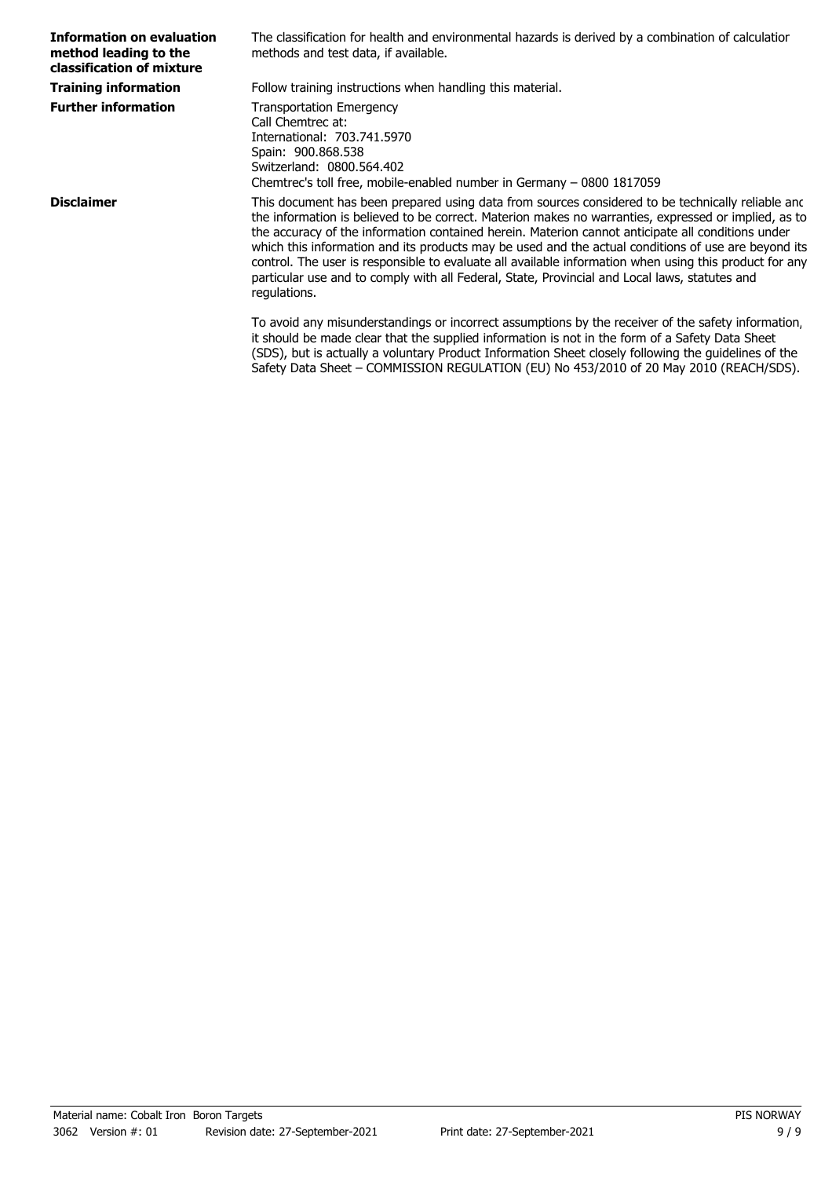**Information on evaluation method leading to the classification of mixture**

The classification for health and environmental hazards is derived by a combination of calculation methods and test data, if available.

**Training information**

Follow training instructions when handling this material.

**Further information**

Transportation Emergency
Call Chemtrec at:
International: 703.741.5970
Spain: 900.868.538
Switzerland: 0800.564.402
Chemtrec's toll free, mobile-enabled number in Germany – 0800 1817059

**Disclaimer**

This document has been prepared using data from sources considered to be technically reliable and the information is believed to be correct. Materion makes no warranties, expressed or implied, as to the accuracy of the information contained herein. Materion cannot anticipate all conditions under which this information and its products may be used and the actual conditions of use are beyond its control. The user is responsible to evaluate all available information when using this product for any particular use and to comply with all Federal, State, Provincial and Local laws, statutes and regulations.

To avoid any misunderstandings or incorrect assumptions by the receiver of the safety information, it should be made clear that the supplied information is not in the form of a Safety Data Sheet (SDS), but is actually a voluntary Product Information Sheet closely following the guidelines of the Safety Data Sheet – COMMISSION REGULATION (EU) No 453/2010 of 20 May 2010 (REACH/SDS).